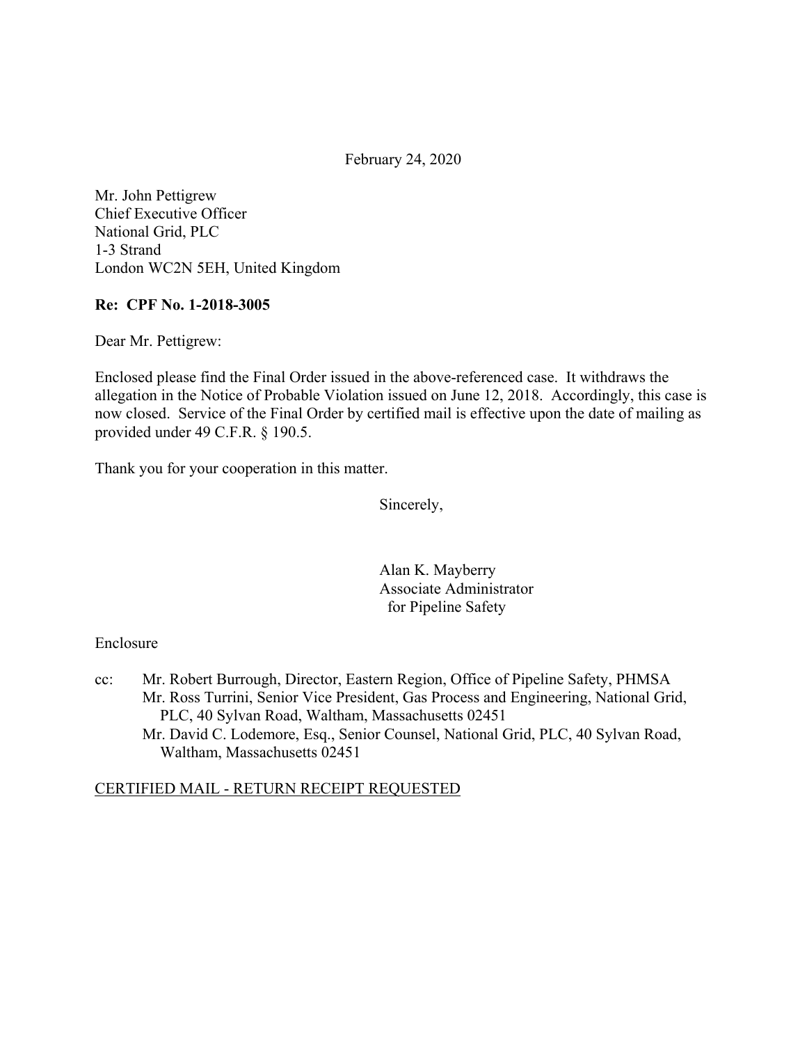February 24, 2020

Mr. John Pettigrew
Chief Executive Officer
National Grid, PLC
1-3 Strand
London WC2N 5EH, United Kingdom

**Re: CPF No. 1-2018-3005**

Dear Mr. Pettigrew:

Enclosed please find the Final Order issued in the above-referenced case. It withdraws the allegation in the Notice of Probable Violation issued on June 12, 2018. Accordingly, this case is now closed. Service of the Final Order by certified mail is effective upon the date of mailing as provided under 49 C.F.R. § 190.5.

Thank you for your cooperation in this matter.

Sincerely,

Alan K. Mayberry
Associate Administrator
for Pipeline Safety

Enclosure

cc: Mr. Robert Burrough, Director, Eastern Region, Office of Pipeline Safety, PHMSA
Mr. Ross Turrini, Senior Vice President, Gas Process and Engineering, National Grid, PLC, 40 Sylvan Road, Waltham, Massachusetts 02451
Mr. David C. Lodemore, Esq., Senior Counsel, National Grid, PLC, 40 Sylvan Road, Waltham, Massachusetts 02451

<u>CERTIFIED MAIL - RETURN RECEIPT REQUESTED</u>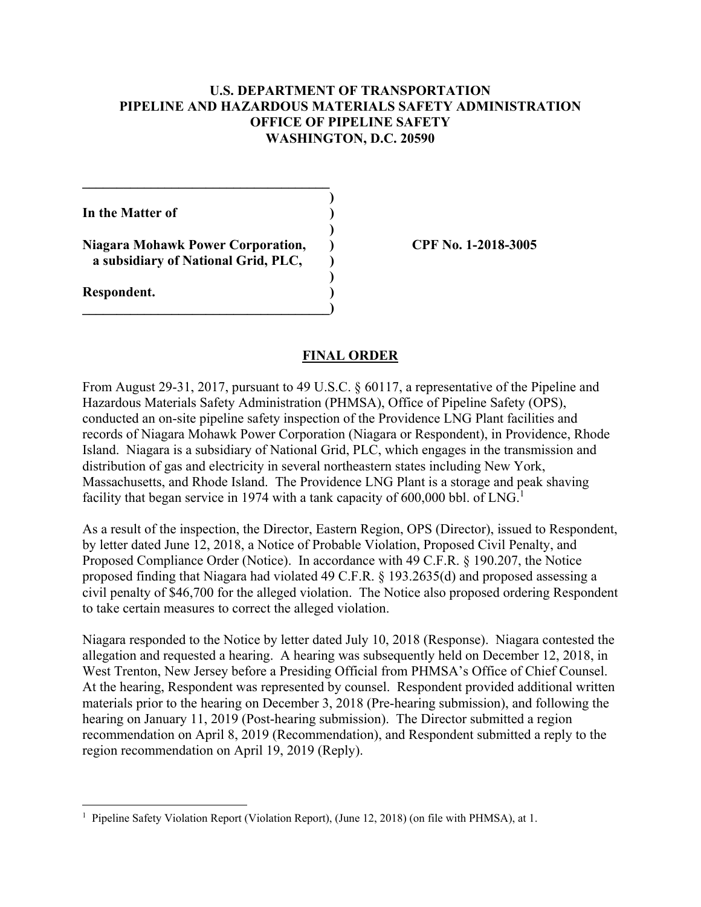**U.S. DEPARTMENT OF TRANSPORTATION**
**PIPELINE AND HAZARDOUS MATERIALS SAFETY ADMINISTRATION**
**OFFICE OF PIPELINE SAFETY**
**WASHINGTON, D.C. 20590**

| | |
|---|---|
| **In the Matter of** | |
| **Niagara Mohawk Power Corporation, a subsidiary of National Grid, PLC,** | **CPF No. 1-2018-3005** |
| **Respondent.** | |

## FINAL ORDER

From August 29-31, 2017, pursuant to 49 U.S.C. § 60117, a representative of the Pipeline and Hazardous Materials Safety Administration (PHMSA), Office of Pipeline Safety (OPS), conducted an on-site pipeline safety inspection of the Providence LNG Plant facilities and records of Niagara Mohawk Power Corporation (Niagara or Respondent), in Providence, Rhode Island. Niagara is a subsidiary of National Grid, PLC, which engages in the transmission and distribution of gas and electricity in several northeastern states including New York, Massachusetts, and Rhode Island. The Providence LNG Plant is a storage and peak shaving facility that began service in 1974 with a tank capacity of 600,000 bbl. of LNG.[1]

As a result of the inspection, the Director, Eastern Region, OPS (Director), issued to Respondent, by letter dated June 12, 2018, a Notice of Probable Violation, Proposed Civil Penalty, and Proposed Compliance Order (Notice). In accordance with 49 C.F.R. § 190.207, the Notice proposed finding that Niagara had violated 49 C.F.R. § 193.2635(d) and proposed assessing a civil penalty of $46,700 for the alleged violation. The Notice also proposed ordering Respondent to take certain measures to correct the alleged violation.

Niagara responded to the Notice by letter dated July 10, 2018 (Response). Niagara contested the allegation and requested a hearing. A hearing was subsequently held on December 12, 2018, in West Trenton, New Jersey before a Presiding Official from PHMSA's Office of Chief Counsel. At the hearing, Respondent was represented by counsel. Respondent provided additional written materials prior to the hearing on December 3, 2018 (Pre-hearing submission), and following the hearing on January 11, 2019 (Post-hearing submission). The Director submitted a region recommendation on April 8, 2019 (Recommendation), and Respondent submitted a reply to the region recommendation on April 19, 2019 (Reply).

---

[1] Pipeline Safety Violation Report (Violation Report), (June 12, 2018) (on file with PHMSA), at 1.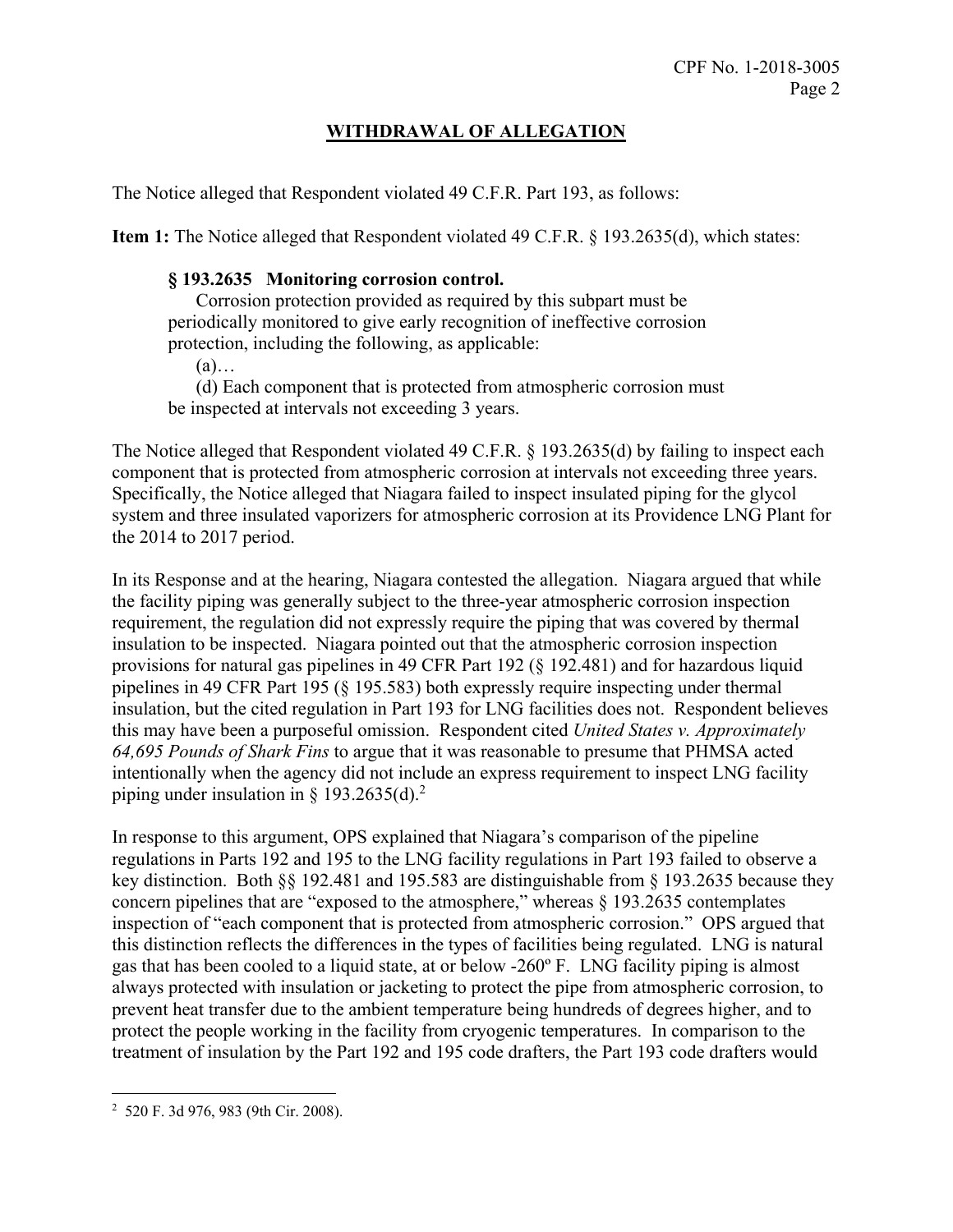## WITHDRAWAL OF ALLEGATION

The Notice alleged that Respondent violated 49 C.F.R. Part 193, as follows:

**Item 1:** The Notice alleged that Respondent violated 49 C.F.R. § 193.2635(d), which states:

> **§ 193.2635 Monitoring corrosion control.**
>
> Corrosion protection provided as required by this subpart must be periodically monitored to give early recognition of ineffective corrosion protection, including the following, as applicable:
>
> (a)…
>
> (d) Each component that is protected from atmospheric corrosion must be inspected at intervals not exceeding 3 years.

The Notice alleged that Respondent violated 49 C.F.R. § 193.2635(d) by failing to inspect each component that is protected from atmospheric corrosion at intervals not exceeding three years. Specifically, the Notice alleged that Niagara failed to inspect insulated piping for the glycol system and three insulated vaporizers for atmospheric corrosion at its Providence LNG Plant for the 2014 to 2017 period.

In its Response and at the hearing, Niagara contested the allegation. Niagara argued that while the facility piping was generally subject to the three-year atmospheric corrosion inspection requirement, the regulation did not expressly require the piping that was covered by thermal insulation to be inspected. Niagara pointed out that the atmospheric corrosion inspection provisions for natural gas pipelines in 49 CFR Part 192 (§ 192.481) and for hazardous liquid pipelines in 49 CFR Part 195 (§ 195.583) both expressly require inspecting under thermal insulation, but the cited regulation in Part 193 for LNG facilities does not. Respondent believes this may have been a purposeful omission. Respondent cited *United States v. Approximately 64,695 Pounds of Shark Fins* to argue that it was reasonable to presume that PHMSA acted intentionally when the agency did not include an express requirement to inspect LNG facility piping under insulation in § 193.2635(d).[2]

In response to this argument, OPS explained that Niagara's comparison of the pipeline regulations in Parts 192 and 195 to the LNG facility regulations in Part 193 failed to observe a key distinction. Both §§ 192.481 and 195.583 are distinguishable from § 193.2635 because they concern pipelines that are "exposed to the atmosphere," whereas § 193.2635 contemplates inspection of "each component that is protected from atmospheric corrosion." OPS argued that this distinction reflects the differences in the types of facilities being regulated. LNG is natural gas that has been cooled to a liquid state, at or below -260º F. LNG facility piping is almost always protected with insulation or jacketing to protect the pipe from atmospheric corrosion, to prevent heat transfer due to the ambient temperature being hundreds of degrees higher, and to protect the people working in the facility from cryogenic temperatures. In comparison to the treatment of insulation by the Part 192 and 195 code drafters, the Part 193 code drafters would

---

[2] 520 F. 3d 976, 983 (9th Cir. 2008).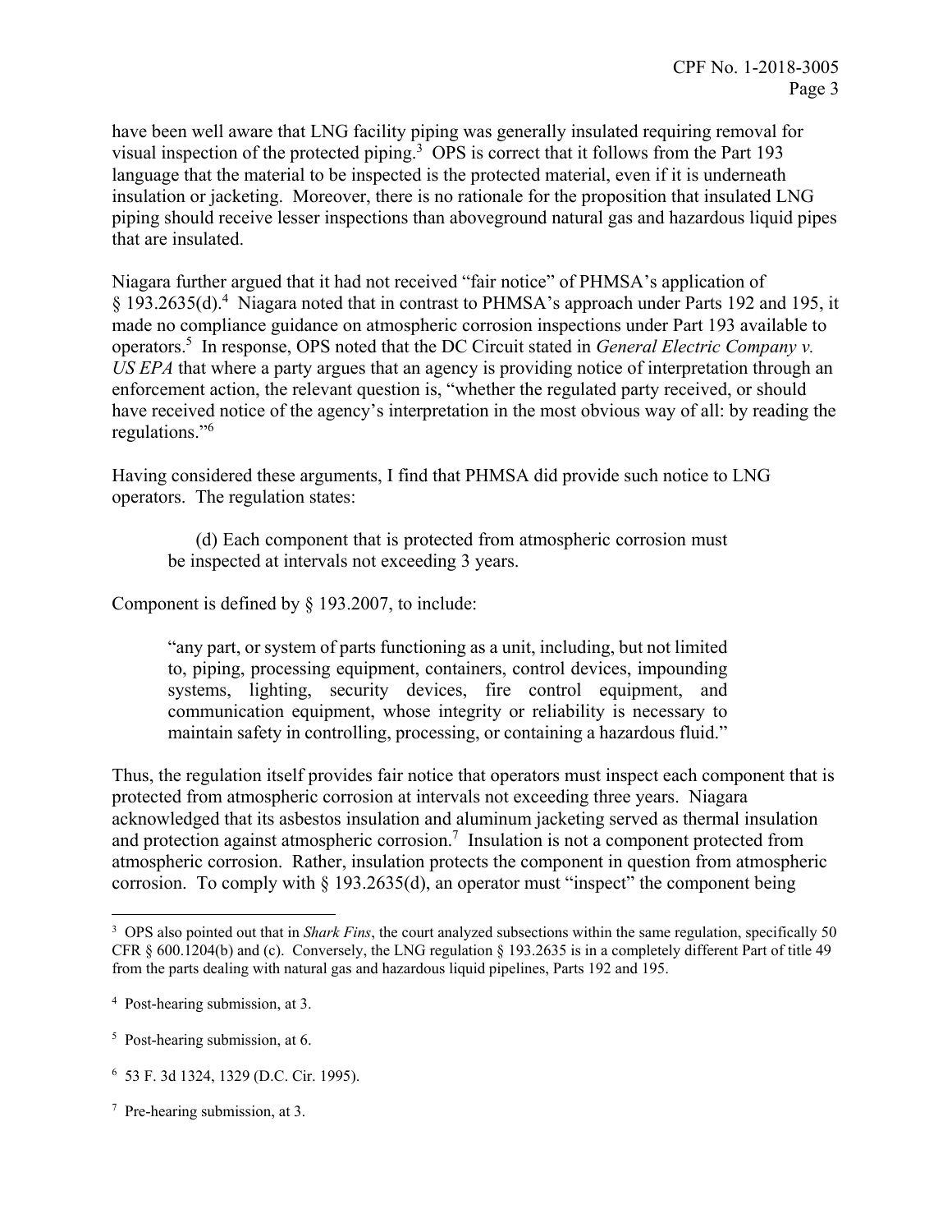have been well aware that LNG facility piping was generally insulated requiring removal for visual inspection of the protected piping.[3] OPS is correct that it follows from the Part 193 language that the material to be inspected is the protected material, even if it is underneath insulation or jacketing. Moreover, there is no rationale for the proposition that insulated LNG piping should receive lesser inspections than aboveground natural gas and hazardous liquid pipes that are insulated.

Niagara further argued that it had not received "fair notice" of PHMSA's application of § 193.2635(d).[4] Niagara noted that in contrast to PHMSA's approach under Parts 192 and 195, it made no compliance guidance on atmospheric corrosion inspections under Part 193 available to operators.[5] In response, OPS noted that the DC Circuit stated in *General Electric Company v. US EPA* that where a party argues that an agency is providing notice of interpretation through an enforcement action, the relevant question is, "whether the regulated party received, or should have received notice of the agency's interpretation in the most obvious way of all: by reading the regulations."[6]

Having considered these arguments, I find that PHMSA did provide such notice to LNG operators. The regulation states:

> (d) Each component that is protected from atmospheric corrosion must be inspected at intervals not exceeding 3 years.

Component is defined by § 193.2007, to include:

> "any part, or system of parts functioning as a unit, including, but not limited to, piping, processing equipment, containers, control devices, impounding systems, lighting, security devices, fire control equipment, and communication equipment, whose integrity or reliability is necessary to maintain safety in controlling, processing, or containing a hazardous fluid."

Thus, the regulation itself provides fair notice that operators must inspect each component that is protected from atmospheric corrosion at intervals not exceeding three years. Niagara acknowledged that its asbestos insulation and aluminum jacketing served as thermal insulation and protection against atmospheric corrosion.[7] Insulation is not a component protected from atmospheric corrosion. Rather, insulation protects the component in question from atmospheric corrosion. To comply with § 193.2635(d), an operator must "inspect" the component being

---

[3] OPS also pointed out that in *Shark Fins*, the court analyzed subsections within the same regulation, specifically 50 CFR § 600.1204(b) and (c). Conversely, the LNG regulation § 193.2635 is in a completely different Part of title 49 from the parts dealing with natural gas and hazardous liquid pipelines, Parts 192 and 195.

[4] Post-hearing submission, at 3.

[5] Post-hearing submission, at 6.

[6] 53 F. 3d 1324, 1329 (D.C. Cir. 1995).

[7] Pre-hearing submission, at 3.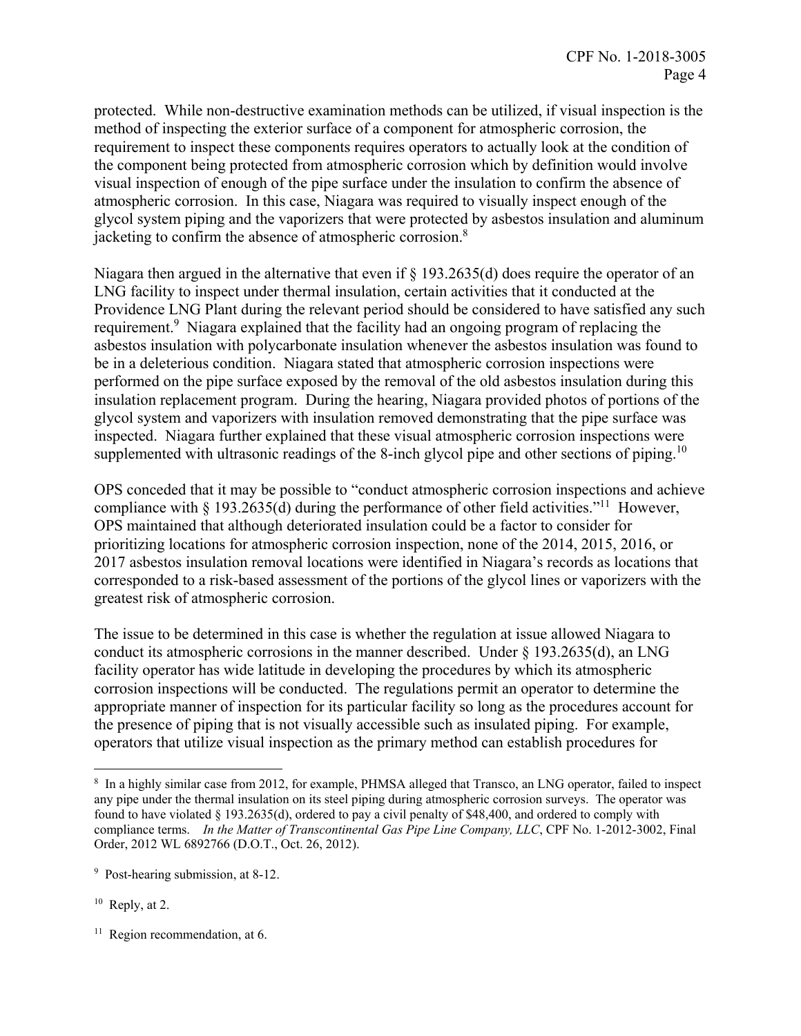protected. While non-destructive examination methods can be utilized, if visual inspection is the method of inspecting the exterior surface of a component for atmospheric corrosion, the requirement to inspect these components requires operators to actually look at the condition of the component being protected from atmospheric corrosion which by definition would involve visual inspection of enough of the pipe surface under the insulation to confirm the absence of atmospheric corrosion. In this case, Niagara was required to visually inspect enough of the glycol system piping and the vaporizers that were protected by asbestos insulation and aluminum jacketing to confirm the absence of atmospheric corrosion.[8]

Niagara then argued in the alternative that even if § 193.2635(d) does require the operator of an LNG facility to inspect under thermal insulation, certain activities that it conducted at the Providence LNG Plant during the relevant period should be considered to have satisfied any such requirement.[9] Niagara explained that the facility had an ongoing program of replacing the asbestos insulation with polycarbonate insulation whenever the asbestos insulation was found to be in a deleterious condition. Niagara stated that atmospheric corrosion inspections were performed on the pipe surface exposed by the removal of the old asbestos insulation during this insulation replacement program. During the hearing, Niagara provided photos of portions of the glycol system and vaporizers with insulation removed demonstrating that the pipe surface was inspected. Niagara further explained that these visual atmospheric corrosion inspections were supplemented with ultrasonic readings of the 8-inch glycol pipe and other sections of piping.[10]

OPS conceded that it may be possible to "conduct atmospheric corrosion inspections and achieve compliance with § 193.2635(d) during the performance of other field activities."[11] However, OPS maintained that although deteriorated insulation could be a factor to consider for prioritizing locations for atmospheric corrosion inspection, none of the 2014, 2015, 2016, or 2017 asbestos insulation removal locations were identified in Niagara's records as locations that corresponded to a risk-based assessment of the portions of the glycol lines or vaporizers with the greatest risk of atmospheric corrosion.

The issue to be determined in this case is whether the regulation at issue allowed Niagara to conduct its atmospheric corrosions in the manner described. Under § 193.2635(d), an LNG facility operator has wide latitude in developing the procedures by which its atmospheric corrosion inspections will be conducted. The regulations permit an operator to determine the appropriate manner of inspection for its particular facility so long as the procedures account for the presence of piping that is not visually accessible such as insulated piping. For example, operators that utilize visual inspection as the primary method can establish procedures for

---

[8] In a highly similar case from 2012, for example, PHMSA alleged that Transco, an LNG operator, failed to inspect any pipe under the thermal insulation on its steel piping during atmospheric corrosion surveys. The operator was found to have violated § 193.2635(d), ordered to pay a civil penalty of $48,400, and ordered to comply with compliance terms. *In the Matter of Transcontinental Gas Pipe Line Company, LLC*, CPF No. 1-2012-3002, Final Order, 2012 WL 6892766 (D.O.T., Oct. 26, 2012).

[9] Post-hearing submission, at 8-12.

[10] Reply, at 2.

[11] Region recommendation, at 6.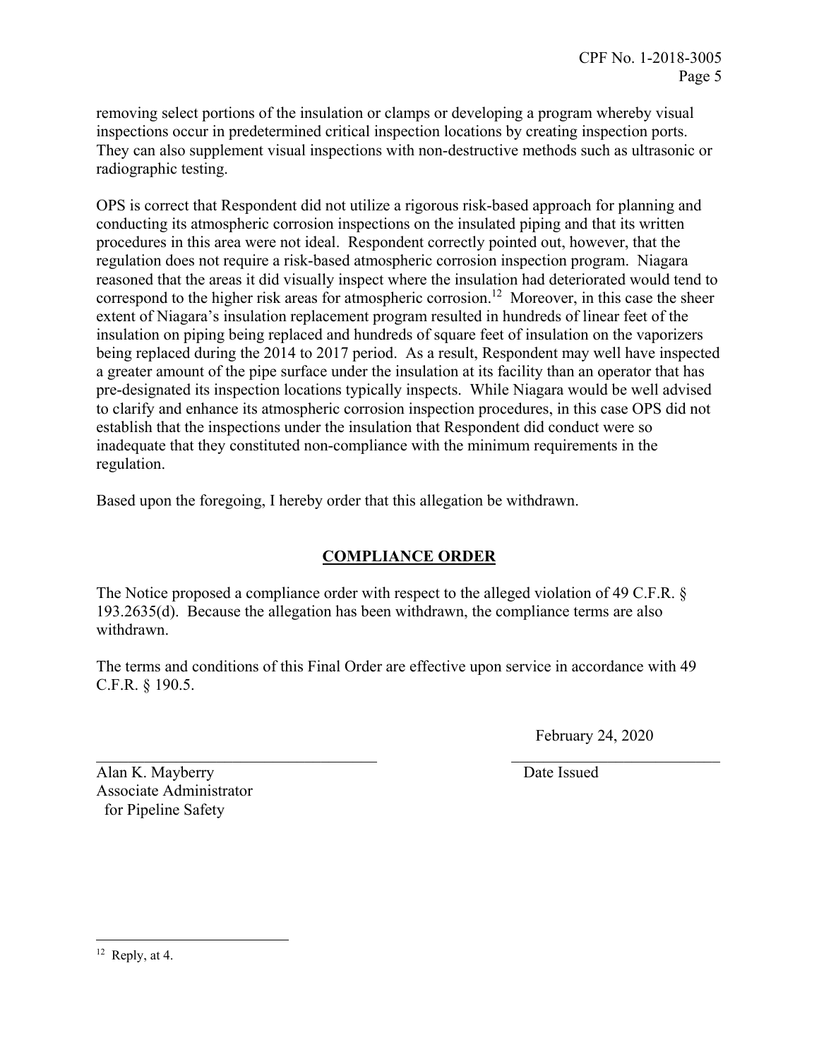removing select portions of the insulation or clamps or developing a program whereby visual inspections occur in predetermined critical inspection locations by creating inspection ports. They can also supplement visual inspections with non-destructive methods such as ultrasonic or radiographic testing.

OPS is correct that Respondent did not utilize a rigorous risk-based approach for planning and conducting its atmospheric corrosion inspections on the insulated piping and that its written procedures in this area were not ideal. Respondent correctly pointed out, however, that the regulation does not require a risk-based atmospheric corrosion inspection program. Niagara reasoned that the areas it did visually inspect where the insulation had deteriorated would tend to correspond to the higher risk areas for atmospheric corrosion.[12] Moreover, in this case the sheer extent of Niagara's insulation replacement program resulted in hundreds of linear feet of the insulation on piping being replaced and hundreds of square feet of insulation on the vaporizers being replaced during the 2014 to 2017 period. As a result, Respondent may well have inspected a greater amount of the pipe surface under the insulation at its facility than an operator that has pre-designated its inspection locations typically inspects. While Niagara would be well advised to clarify and enhance its atmospheric corrosion inspection procedures, in this case OPS did not establish that the inspections under the insulation that Respondent did conduct were so inadequate that they constituted non-compliance with the minimum requirements in the regulation.

Based upon the foregoing, I hereby order that this allegation be withdrawn.

## COMPLIANCE ORDER

The Notice proposed a compliance order with respect to the alleged violation of 49 C.F.R. § 193.2635(d). Because the allegation has been withdrawn, the compliance terms are also withdrawn.

The terms and conditions of this Final Order are effective upon service in accordance with 49 C.F.R. § 190.5.

February 24, 2020

______________________________ ______________________________

Alan K. Mayberry Date Issued
Associate Administrator
for Pipeline Safety

---

[12] Reply, at 4.